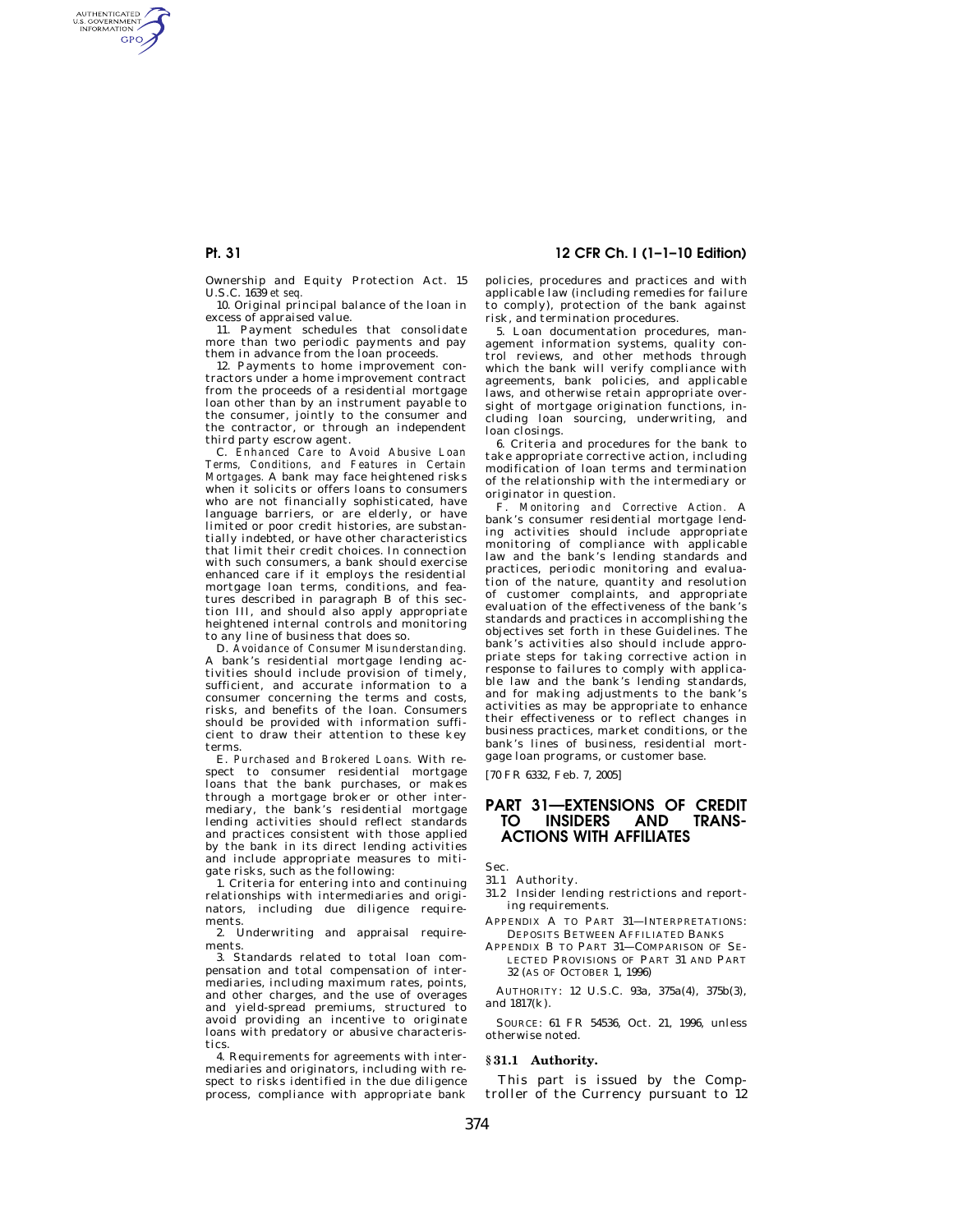Ownership and Equity Protection Act. 15 U.S.C. 1639 *et seq.*

10. Original principal balance of the loan in excess of appraised value.

11. Payment schedules that consolidate more than two periodic payments and pay them in advance from the loan proceeds.

12. Payments to home improvement contractors under a home improvement contract from the proceeds of a residential mortgage loan other than by an instrument payable to the consumer, jointly to the consumer and the contractor, or through an independent third party escrow agent.

C. *Enhanced Care to Avoid Abusive Loan Terms, Conditions, and Features in Certain Mortgages.* A bank may face heightened risks when it solicits or offers loans to consumers who are not financially sophisticated, have language barriers, or are elderly, or have limited or poor credit histories, are substantially indebted, or have other characteristics that limit their credit choices. In connection with such consumers, a bank should exercise enhanced care if it employs the residential mortgage loan terms, conditions, and features described in paragraph B of this section III, and should also apply appropriate heightened internal controls and monitoring to any line of business that does so.

D. *Avoidance of Consumer Misunderstanding.* A bank's residential mortgage lending activities should include provision of timely, sufficient, and accurate information to a consumer concerning the terms and costs, risks, and benefits of the loan. Consumers should be provided with information sufficient to draw their attention to these key terms.

E. *Purchased and Brokered Loans.* With respect to consumer residential mortgage loans that the bank purchases, or makes through a mortgage broker or other intermediary, the bank's residential mortgage lending activities should reflect standards and practices consistent with those applied by the bank in its direct lending activities and include appropriate measures to mitigate risks, such as the following:

1. Criteria for entering into and continuing relationships with intermediaries and originators, including due diligence requirements.

2. Underwriting and appraisal requirements.

3. Standards related to total loan compensation and total compensation of intermediaries, including maximum rates, points, and other charges, and the use of overages and yield-spread premiums, structured to avoid providing an incentive to originate loans with predatory or abusive characteristics.

4. Requirements for agreements with intermediaries and originators, including with respect to risks identified in the due diligence process, compliance with appropriate bank policies, procedures and practices and with applicable law (including remedies for failure to comply), protection of the bank against risk, and termination procedures.

5. Loan documentation procedures, management information systems, quality control reviews, and other methods through which the bank will verify compliance with agreements, bank policies, and applicable laws, and otherwise retain appropriate oversight of mortgage origination functions, including loan sourcing, underwriting, and loan closings.

6. Criteria and procedures for the bank to take appropriate corrective action, including modification of loan terms and termination of the relationship with the intermediary or originator in question.

F. *Monitoring and Corrective Action.* A bank's consumer residential mortgage lending activities should include appropriate monitoring of compliance with applicable law and the bank's lending standards and practices, periodic monitoring and evaluation of the nature, quantity and resolution of customer complaints, and appropriate evaluation of the effectiveness of the bank's standards and practices in accomplishing the objectives set forth in these Guidelines. The bank's activities also should include appropriate steps for taking corrective action in response to failures to comply with applicable law and the bank's lending standards, and for making adjustments to the bank's activities as may be appropriate to enhance their effectiveness or to reflect changes in business practices, market conditions, or the bank's lines of business, residential mortgage loan programs, or customer base.

[70 FR 6332, Feb. 7, 2005]

# PART 31—EXTENSIONS OF CREDIT TO INSIDERS AND TRANSACTIONS WITH AFFILIATES

Sec.

31.1 Authority.

31.2 Insider lending restrictions and reporting requirements.

APPENDIX A TO PART 31—INTERPRETATIONS: DEPOSITS BETWEEN AFFILIATED BANKS

APPENDIX B TO PART 31—COMPARISON OF SELECTED PROVISIONS OF PART 31 AND PART 32 (AS OF OCTOBER 1, 1996)

AUTHORITY: 12 U.S.C. 93a, 375a(4), 375b(3), and 1817(k).

SOURCE: 61 FR 54536, Oct. 21, 1996, unless otherwise noted.

## § 31.1 Authority.

This part is issued by the Comptroller of the Currency pursuant to 12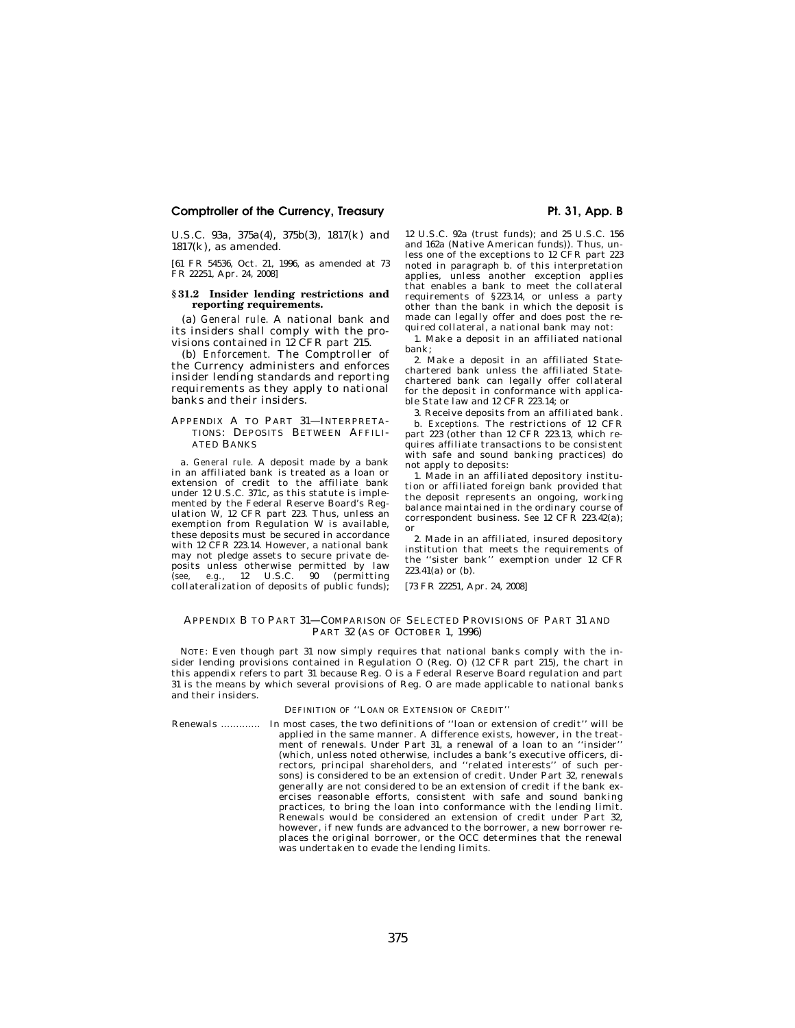U.S.C. 93a, 375a(4), 375b(3), 1817(k) and 1817(k), as amended.

[61 FR 54536, Oct. 21, 1996, as amended at 73 FR 22251, Apr. 24, 2008]

### § 31.2 Insider lending restrictions and reporting requirements.

(a) *General rule.* A national bank and its insiders shall comply with the provisions contained in 12 CFR part 215.

(b) *Enforcement.* The Comptroller of the Currency administers and enforces insider lending standards and reporting requirements as they apply to national banks and their insiders.

## APPENDIX A TO PART 31—INTERPRETATIONS: DEPOSITS BETWEEN AFFILIATED BANKS

a. *General rule.* A deposit made by a bank in an affiliated bank is treated as a loan or extension of credit to the affiliate bank under 12 U.S.C. 371c, as this statute is implemented by the Federal Reserve Board's Regulation W, 12 CFR part 223. Thus, unless an exemption from Regulation W is available, these deposits must be secured in accordance with 12 CFR 223.14. However, a national bank may not pledge assets to secure private deposits unless otherwise permitted by law (*see, e.g.*, 12 U.S.C. 90 (permitting collateralization of deposits of public funds); 12 U.S.C. 92a (trust funds); and 25 U.S.C. 156 and 162a (Native American funds)). Thus, unless one of the exceptions to 12 CFR part 223 noted in paragraph b. of this interpretation applies, unless another exception applies that enables a bank to meet the collateral requirements of §223.14, or unless a party other than the bank in which the deposit is made can legally offer and does post the required collateral, a national bank may not:

1. Make a deposit in an affiliated national bank;

2. Make a deposit in an affiliated State-chartered bank unless the affiliated State-chartered bank can legally offer collateral for the deposit in conformance with applicable State law and 12 CFR 223.14; or

3. Receive deposits from an affiliated bank.

b. *Exceptions.* The restrictions of 12 CFR part 223 (other than 12 CFR 223.13, which requires affiliate transactions to be consistent with safe and sound banking practices) do not apply to deposits:

1. Made in an affiliated depository institution or affiliated foreign bank provided that the deposit represents an ongoing, working balance maintained in the ordinary course of correspondent business. *See* 12 CFR 223.42(a); or

2. Made in an affiliated, insured depository institution that meets the requirements of the ''sister bank'' exemption under 12 CFR 223.41(a) or (b).

[73 FR 22251, Apr. 24, 2008]

## APPENDIX B TO PART 31—COMPARISON OF SELECTED PROVISIONS OF PART 31 AND PART 32 (AS OF OCTOBER 1, 1996)

NOTE: Even though part 31 now simply requires that national banks comply with the insider lending provisions contained in Regulation O (Reg. O) (12 CFR part 215), the chart in this appendix refers to part 31 because Reg. O is a Federal Reserve Board regulation and part 31 is the means by which several provisions of Reg. O are made applicable to national banks and their insiders.

DEFINITION OF ''LOAN OR EXTENSION OF CREDIT''

| | |
|---|---|
| Renewals | In most cases, the two definitions of ''loan or extension of credit'' will be applied in the same manner. A difference exists, however, in the treatment of renewals. Under Part 31, a renewal of a loan to an ''insider'' (which, unless noted otherwise, includes a bank's executive officers, directors, principal shareholders, and ''related interests'' of such persons) is considered to be an extension of credit. Under Part 32, renewals generally are not considered to be an extension of credit if the bank exercises reasonable efforts, consistent with safe and sound banking practices, to bring the loan into conformance with the lending limit. Renewals would be considered an extension of credit under Part 32, however, if new funds are advanced to the borrower, a new borrower replaces the original borrower, or the OCC determines that the renewal was undertaken to evade the lending limits. |